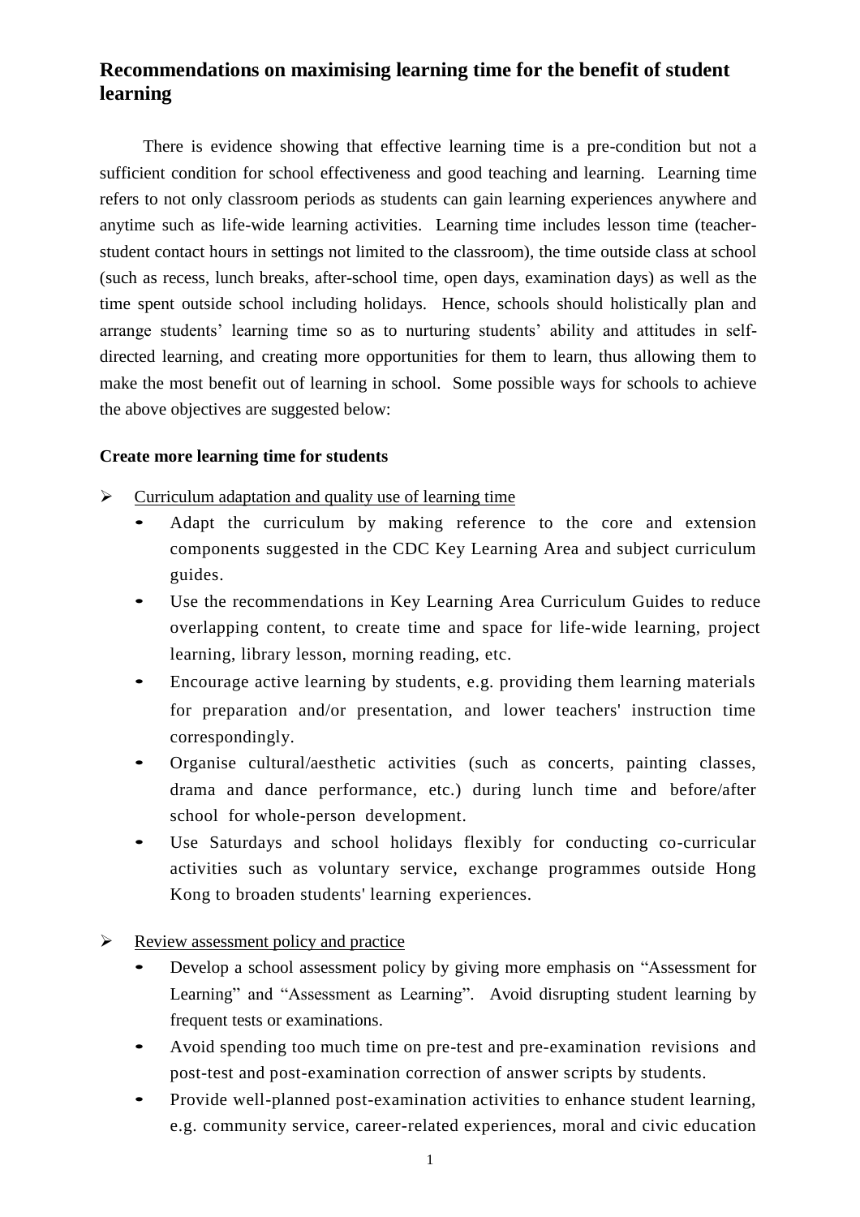## Recommendations on maximising learning time for the benefit of student learning

There is evidence showing that effective learning time is a pre-condition but not a sufficient condition for school effectiveness and good teaching and learning. Learning time refers to not only classroom periods as students can gain learning experiences anywhere and anytime such as life-wide learning activities. Learning time includes lesson time (teacher-student contact hours in settings not limited to the classroom), the time outside class at school (such as recess, lunch breaks, after-school time, open days, examination days) as well as the time spent outside school including holidays. Hence, schools should holistically plan and arrange students' learning time so as to nurturing students' ability and attitudes in self-directed learning, and creating more opportunities for them to learn, thus allowing them to make the most benefit out of learning in school. Some possible ways for schools to achieve the above objectives are suggested below:

**Create more learning time for students**

- Curriculum adaptation and quality use of learning time
  - Adapt the curriculum by making reference to the core and extension components suggested in the CDC Key Learning Area and subject curriculum guides.
  - Use the recommendations in Key Learning Area Curriculum Guides to reduce overlapping content, to create time and space for life-wide learning, project learning, library lesson, morning reading, etc.
  - Encourage active learning by students, e.g. providing them learning materials for preparation and/or presentation, and lower teachers' instruction time correspondingly.
  - Organise cultural/aesthetic activities (such as concerts, painting classes, drama and dance performance, etc.) during lunch time and before/after school for whole-person development.
  - Use Saturdays and school holidays flexibly for conducting co-curricular activities such as voluntary service, exchange programmes outside Hong Kong to broaden students' learning experiences.

- Review assessment policy and practice
  - Develop a school assessment policy by giving more emphasis on "Assessment for Learning" and "Assessment as Learning". Avoid disrupting student learning by frequent tests or examinations.
  - Avoid spending too much time on pre-test and pre-examination revisions and post-test and post-examination correction of answer scripts by students.
  - Provide well-planned post-examination activities to enhance student learning, e.g. community service, career-related experiences, moral and civic education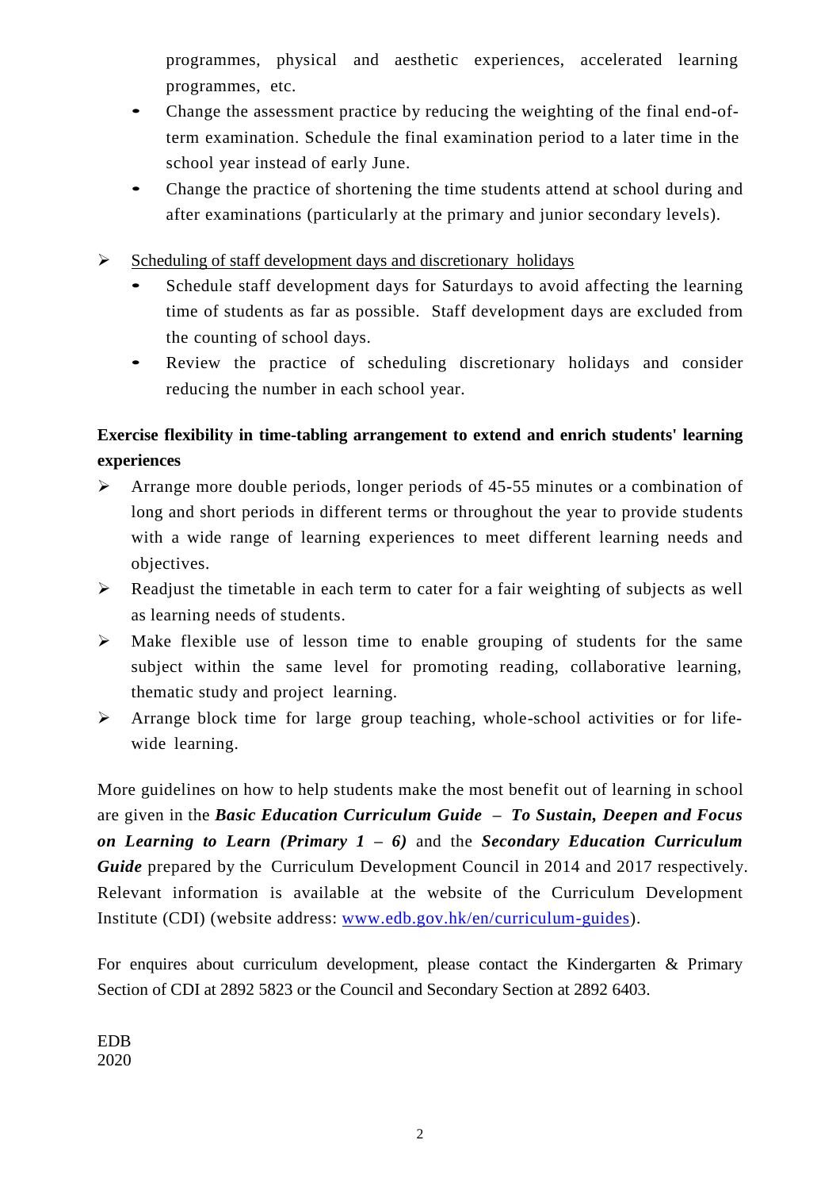programmes, physical and aesthetic experiences, accelerated learning programmes, etc.

- Change the assessment practice by reducing the weighting of the final end-of-term examination. Schedule the final examination period to a later time in the school year instead of early June.
- Change the practice of shortening the time students attend at school during and after examinations (particularly at the primary and junior secondary levels).

➢ Scheduling of staff development days and discretionary holidays

- Schedule staff development days for Saturdays to avoid affecting the learning time of students as far as possible. Staff development days are excluded from the counting of school days.
- Review the practice of scheduling discretionary holidays and consider reducing the number in each school year.

**Exercise flexibility in time-tabling arrangement to extend and enrich students' learning experiences**

➢ Arrange more double periods, longer periods of 45-55 minutes or a combination of long and short periods in different terms or throughout the year to provide students with a wide range of learning experiences to meet different learning needs and objectives.

➢ Readjust the timetable in each term to cater for a fair weighting of subjects as well as learning needs of students.

➢ Make flexible use of lesson time to enable grouping of students for the same subject within the same level for promoting reading, collaborative learning, thematic study and project learning.

➢ Arrange block time for large group teaching, whole-school activities or for life-wide learning.

More guidelines on how to help students make the most benefit out of learning in school are given in the ***Basic Education Curriculum Guide – To Sustain, Deepen and Focus on Learning to Learn (Primary 1 – 6)*** and the ***Secondary Education Curriculum Guide*** prepared by the Curriculum Development Council in 2014 and 2017 respectively. Relevant information is available at the website of the Curriculum Development Institute (CDI) (website address: www.edb.gov.hk/en/curriculum-guides).

For enquires about curriculum development, please contact the Kindergarten & Primary Section of CDI at 2892 5823 or the Council and Secondary Section at 2892 6403.

EDB
2020